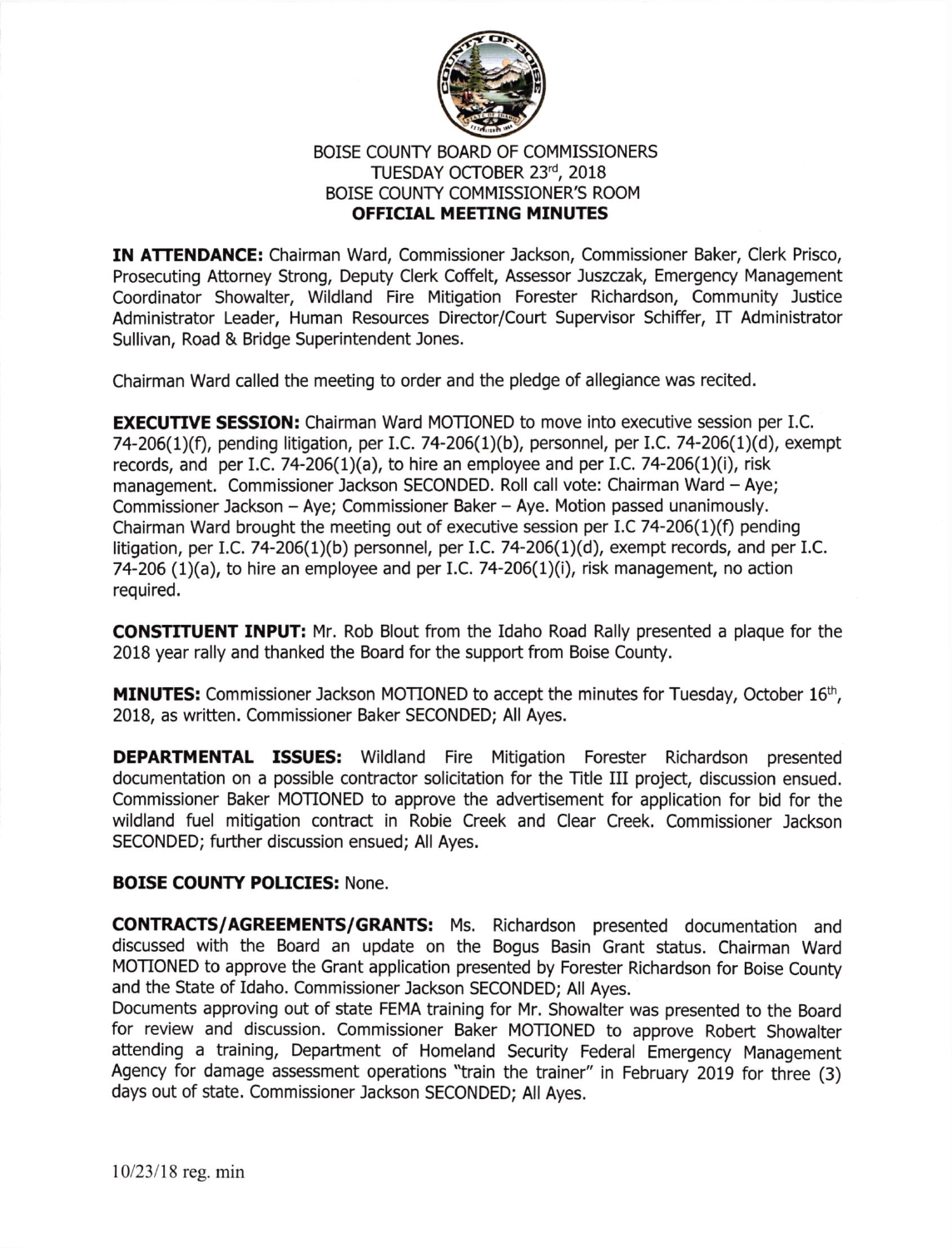# BOISE COUNTY BOARD OF COMMISSIONERS
## TUESDAY OCTOBER 23rd, 2018
## BOISE COUNTY COMMISSIONER'S ROOM
## OFFICIAL MEETING MINUTES

**IN ATTENDANCE:** Chairman Ward, Commissioner Jackson, Commissioner Baker, Clerk Prisco, Prosecuting Attorney Strong, Deputy Clerk Coffelt, Assessor Juszczak, Emergency Management Coordinator Showalter, Wildland Fire Mitigation Forester Richardson, Community Justice Administrator Leader, Human Resources Director/Court Supervisor Schiffer, IT Administrator Sullivan, Road & Bridge Superintendent Jones.

Chairman Ward called the meeting to order and the pledge of allegiance was recited.

**EXECUTIVE SESSION:** Chairman Ward MOTIONED to move into executive session per I.C. 74-206(1)(f), pending litigation, per I.C. 74-206(1)(b), personnel, per I.C. 74-206(1)(d), exempt records, and per I.C. 74-206(1)(a), to hire an employee and per I.C. 74-206(1)(i), risk management. Commissioner Jackson SECONDED. Roll call vote: Chairman Ward – Aye; Commissioner Jackson – Aye; Commissioner Baker – Aye. Motion passed unanimously. Chairman Ward brought the meeting out of executive session per I.C 74-206(1)(f) pending litigation, per I.C. 74-206(1)(b) personnel, per I.C. 74-206(1)(d), exempt records, and per I.C. 74-206 (1)(a), to hire an employee and per I.C. 74-206(1)(i), risk management, no action required.

**CONSTITUENT INPUT:** Mr. Rob Blout from the Idaho Road Rally presented a plaque for the 2018 year rally and thanked the Board for the support from Boise County.

**MINUTES:** Commissioner Jackson MOTIONED to accept the minutes for Tuesday, October 16th, 2018, as written. Commissioner Baker SECONDED; All Ayes.

**DEPARTMENTAL ISSUES:** Wildland Fire Mitigation Forester Richardson presented documentation on a possible contractor solicitation for the Title III project, discussion ensued. Commissioner Baker MOTIONED to approve the advertisement for application for bid for the wildland fuel mitigation contract in Robie Creek and Clear Creek. Commissioner Jackson SECONDED; further discussion ensued; All Ayes.

**BOISE COUNTY POLICIES:** None.

**CONTRACTS/AGREEMENTS/GRANTS:** Ms. Richardson presented documentation and discussed with the Board an update on the Bogus Basin Grant status. Chairman Ward MOTIONED to approve the Grant application presented by Forester Richardson for Boise County and the State of Idaho. Commissioner Jackson SECONDED; All Ayes.

Documents approving out of state FEMA training for Mr. Showalter was presented to the Board for review and discussion. Commissioner Baker MOTIONED to approve Robert Showalter attending a training, Department of Homeland Security Federal Emergency Management Agency for damage assessment operations "train the trainer" in February 2019 for three (3) days out of state. Commissioner Jackson SECONDED; All Ayes.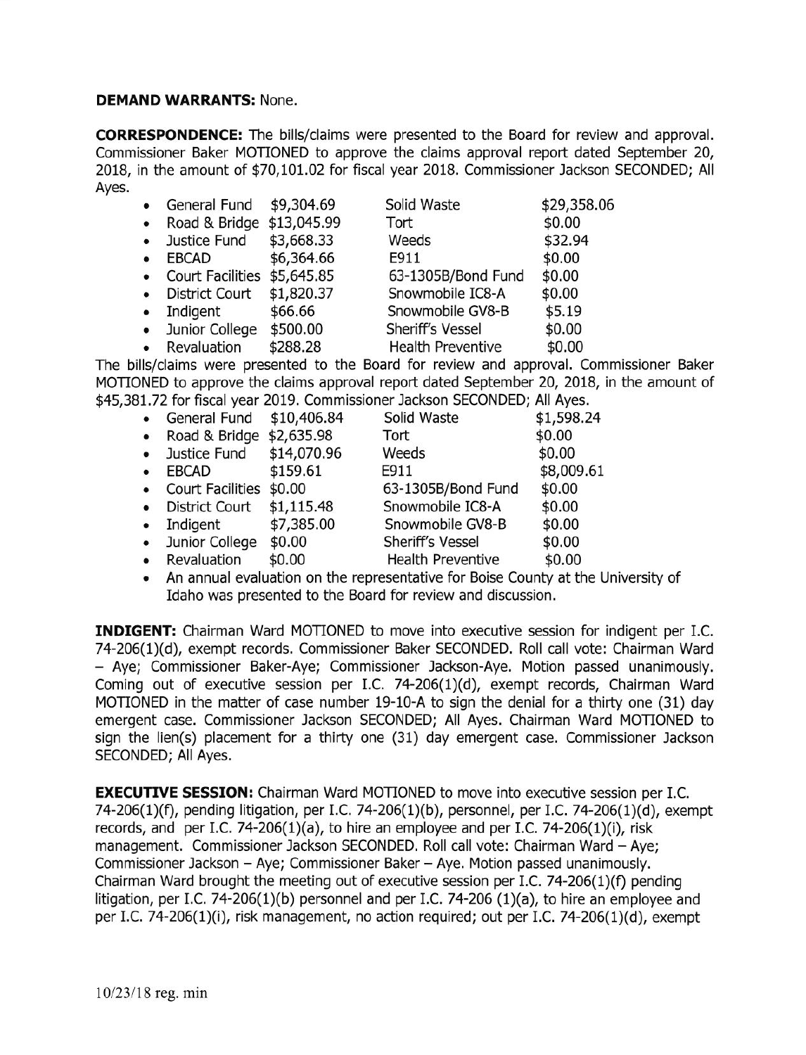**DEMAND WARRANTS:** None.

**CORRESPONDENCE:** The bills/claims were presented to the Board for review and approval. Commissioner Baker MOTIONED to approve the claims approval report dated September 20, 2018, in the amount of $70,101.02 for fiscal year 2018. Commissioner Jackson SECONDED; All Ayes.

| | | | |
|---|---|---|---|
| • General Fund | $9,304.69 | Solid Waste | $29,358.06 |
| • Road & Bridge | $13,045.99 | Tort | $0.00 |
| • Justice Fund | $3,668.33 | Weeds | $32.94 |
| • EBCAD | $6,364.66 | E911 | $0.00 |
| • Court Facilities | $5,645.85 | 63-1305B/Bond Fund | $0.00 |
| • District Court | $1,820.37 | Snowmobile IC8-A | $0.00 |
| • Indigent | $66.66 | Snowmobile GV8-B | $5.19 |
| • Junior College | $500.00 | Sheriff's Vessel | $0.00 |
| • Revaluation | $288.28 | Health Preventive | $0.00 |

The bills/claims were presented to the Board for review and approval. Commissioner Baker MOTIONED to approve the claims approval report dated September 20, 2018, in the amount of $45,381.72 for fiscal year 2019. Commissioner Jackson SECONDED; All Ayes.

| | | | |
|---|---|---|---|
| • General Fund | $10,406.84 | Solid Waste | $1,598.24 |
| • Road & Bridge | $2,635.98 | Tort | $0.00 |
| • Justice Fund | $14,070.96 | Weeds | $0.00 |
| • EBCAD | $159.61 | E911 | $8,009.61 |
| • Court Facilities | $0.00 | 63-1305B/Bond Fund | $0.00 |
| • District Court | $1,115.48 | Snowmobile IC8-A | $0.00 |
| • Indigent | $7,385.00 | Snowmobile GV8-B | $0.00 |
| • Junior College | $0.00 | Sheriff's Vessel | $0.00 |
| • Revaluation | $0.00 | Health Preventive | $0.00 |

- An annual evaluation on the representative for Boise County at the University of Idaho was presented to the Board for review and discussion.

**INDIGENT:** Chairman Ward MOTIONED to move into executive session for indigent per I.C. 74-206(1)(d), exempt records. Commissioner Baker SECONDED. Roll call vote: Chairman Ward – Aye; Commissioner Baker-Aye; Commissioner Jackson-Aye. Motion passed unanimously. Coming out of executive session per I.C. 74-206(1)(d), exempt records, Chairman Ward MOTIONED in the matter of case number 19-10-A to sign the denial for a thirty one (31) day emergent case. Commissioner Jackson SECONDED; All Ayes. Chairman Ward MOTIONED to sign the lien(s) placement for a thirty one (31) day emergent case. Commissioner Jackson SECONDED; All Ayes.

**EXECUTIVE SESSION:** Chairman Ward MOTIONED to move into executive session per I.C. 74-206(1)(f), pending litigation, per I.C. 74-206(1)(b), personnel, per I.C. 74-206(1)(d), exempt records, and per I.C. 74-206(1)(a), to hire an employee and per I.C. 74-206(1)(i), risk management. Commissioner Jackson SECONDED. Roll call vote: Chairman Ward – Aye; Commissioner Jackson – Aye; Commissioner Baker – Aye. Motion passed unanimously. Chairman Ward brought the meeting out of executive session per I.C. 74-206(1)(f) pending litigation, per I.C. 74-206(1)(b) personnel and per I.C. 74-206 (1)(a), to hire an employee and per I.C. 74-206(1)(i), risk management, no action required; out per I.C. 74-206(1)(d), exempt

10/23/18 reg. min